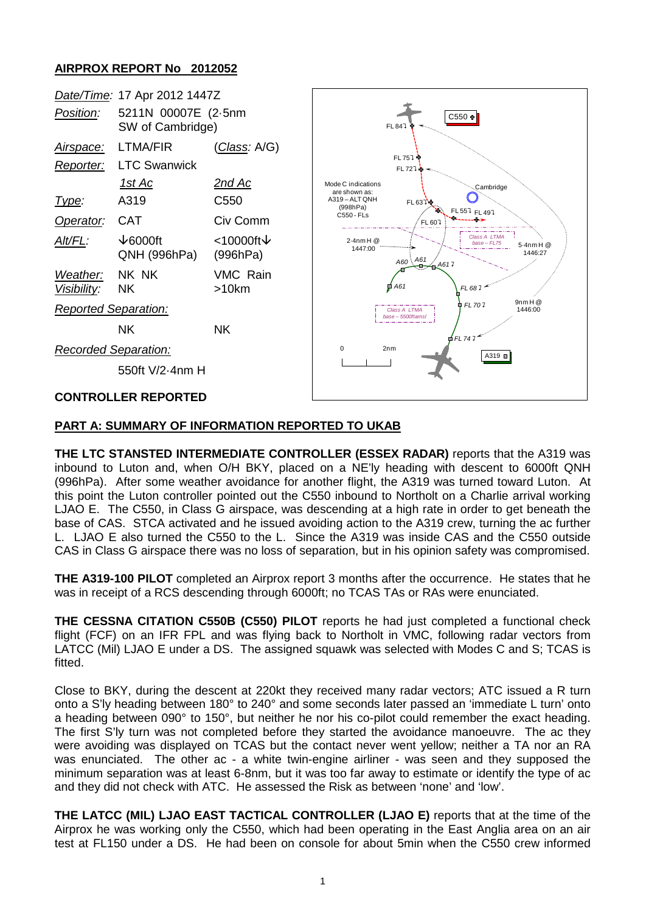## AIRPROX REPORT No 2012052

| | | |
|---|---|---|
| *Date/Time:* | 17 Apr 2012 1447Z | |
| *Position:* | 5211N 00007E (2·5nm SW of Cambridge) | |
| *Airspace:* | LTMA/FIR | (*Class:* A/G) |
| *Reporter:* | LTC Swanwick | |
| | *1st Ac* | *2nd Ac* |
| *Type:* | A319 | C550 |
| *Operator:* | CAT | Civ Comm |
| *Alt/FL:* | ↓6000ft QNH (996hPa) | <10000ft↓ (996hPa) |
| *Weather:* | NK NK | VMC Rain |
| *Visibility:* | NK | >10km |
| *Reported Separation:* | | |
| | NK | NK |
| *Recorded Separation:* | | |
| | 550ft V/2·4nm H | |

### CONTROLLER REPORTED

## PART A: SUMMARY OF INFORMATION REPORTED TO UKAB

**THE LTC STANSTED INTERMEDIATE CONTROLLER (ESSEX RADAR)** reports that the A319 was inbound to Luton and, when O/H BKY, placed on a NE'ly heading with descent to 6000ft QNH (996hPa). After some weather avoidance for another flight, the A319 was turned toward Luton. At this point the Luton controller pointed out the C550 inbound to Northolt on a Charlie arrival working LJAO E. The C550, in Class G airspace, was descending at a high rate in order to get beneath the base of CAS. STCA activated and he issued avoiding action to the A319 crew, turning the ac further L. LJAO E also turned the C550 to the L. Since the A319 was inside CAS and the C550 outside CAS in Class G airspace there was no loss of separation, but in his opinion safety was compromised.

**THE A319-100 PILOT** completed an Airprox report 3 months after the occurrence. He states that he was in receipt of a RCS descending through 6000ft; no TCAS TAs or RAs were enunciated.

**THE CESSNA CITATION C550B (C550) PILOT** reports he had just completed a functional check flight (FCF) on an IFR FPL and was flying back to Northolt in VMC, following radar vectors from LATCC (Mil) LJAO E under a DS. The assigned squawk was selected with Modes C and S; TCAS is fitted.

Close to BKY, during the descent at 220kt they received many radar vectors; ATC issued a R turn onto a S'ly heading between 180° to 240° and some seconds later passed an 'immediate L turn' onto a heading between 090° to 150°, but neither he nor his co-pilot could remember the exact heading. The first S'ly turn was not completed before they started the avoidance manoeuvre. The ac they were avoiding was displayed on TCAS but the contact never went yellow; neither a TA nor an RA was enunciated. The other ac - a white twin-engine airliner - was seen and they supposed the minimum separation was at least 6-8nm, but it was too far away to estimate or identify the type of ac and they did not check with ATC. He assessed the Risk as between 'none' and 'low'.

**THE LATCC (MIL) LJAO EAST TACTICAL CONTROLLER (LJAO E)** reports that at the time of the Airprox he was working only the C550, which had been operating in the East Anglia area on an air test at FL150 under a DS. He had been on console for about 5min when the C550 crew informed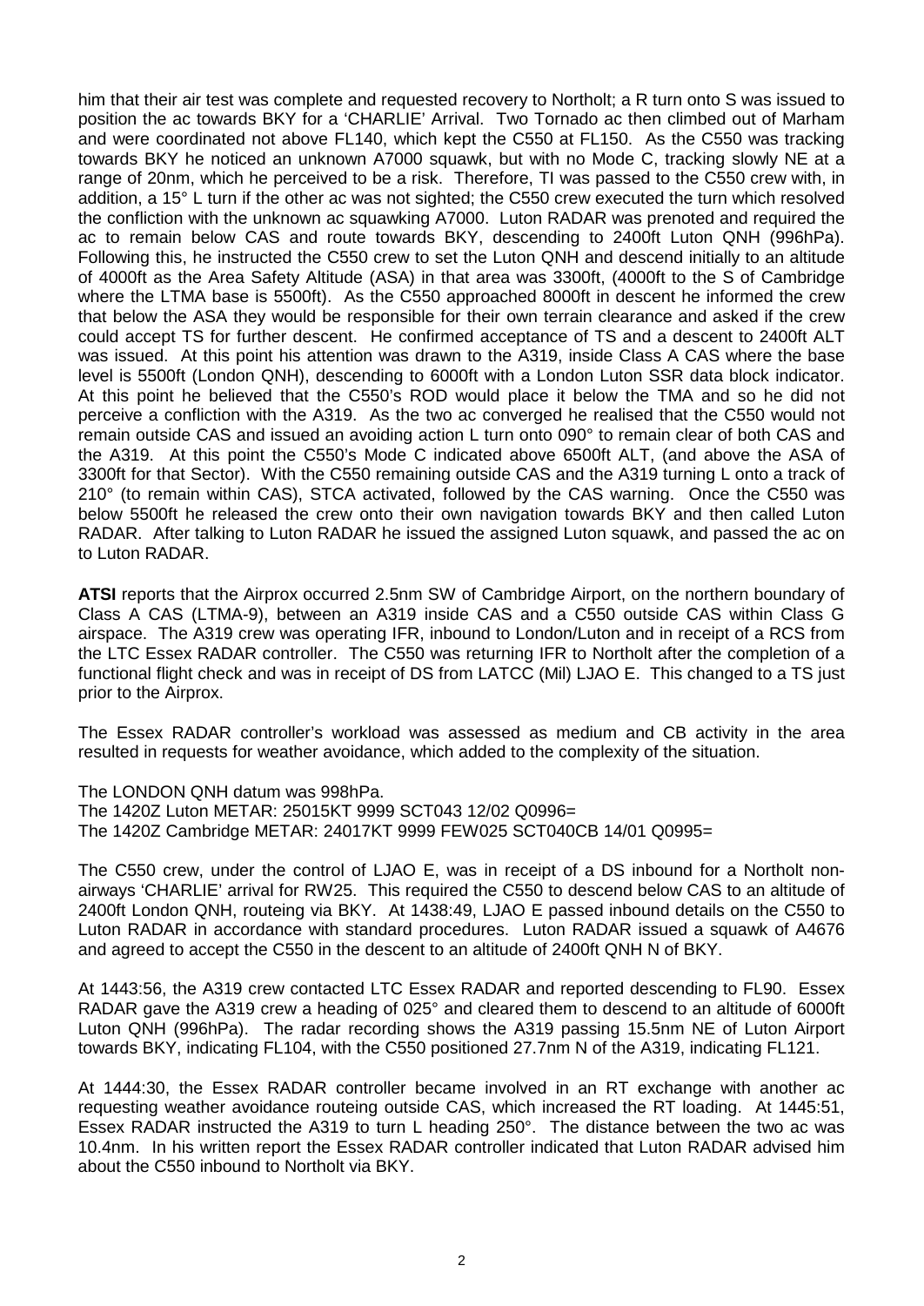him that their air test was complete and requested recovery to Northolt; a R turn onto S was issued to position the ac towards BKY for a 'CHARLIE' Arrival. Two Tornado ac then climbed out of Marham and were coordinated not above FL140, which kept the C550 at FL150. As the C550 was tracking towards BKY he noticed an unknown A7000 squawk, but with no Mode C, tracking slowly NE at a range of 20nm, which he perceived to be a risk. Therefore, TI was passed to the C550 crew with, in addition, a 15° L turn if the other ac was not sighted; the C550 crew executed the turn which resolved the confliction with the unknown ac squawking A7000. Luton RADAR was prenoted and required the ac to remain below CAS and route towards BKY, descending to 2400ft Luton QNH (996hPa). Following this, he instructed the C550 crew to set the Luton QNH and descend initially to an altitude of 4000ft as the Area Safety Altitude (ASA) in that area was 3300ft, (4000ft to the S of Cambridge where the LTMA base is 5500ft). As the C550 approached 8000ft in descent he informed the crew that below the ASA they would be responsible for their own terrain clearance and asked if the crew could accept TS for further descent. He confirmed acceptance of TS and a descent to 2400ft ALT was issued. At this point his attention was drawn to the A319, inside Class A CAS where the base level is 5500ft (London QNH), descending to 6000ft with a London Luton SSR data block indicator. At this point he believed that the C550's ROD would place it below the TMA and so he did not perceive a confliction with the A319. As the two ac converged he realised that the C550 would not remain outside CAS and issued an avoiding action L turn onto 090° to remain clear of both CAS and the A319. At this point the C550's Mode C indicated above 6500ft ALT, (and above the ASA of 3300ft for that Sector). With the C550 remaining outside CAS and the A319 turning L onto a track of 210° (to remain within CAS), STCA activated, followed by the CAS warning. Once the C550 was below 5500ft he released the crew onto their own navigation towards BKY and then called Luton RADAR. After talking to Luton RADAR he issued the assigned Luton squawk, and passed the ac on to Luton RADAR.

**ATSI** reports that the Airprox occurred 2.5nm SW of Cambridge Airport, on the northern boundary of Class A CAS (LTMA-9), between an A319 inside CAS and a C550 outside CAS within Class G airspace. The A319 crew was operating IFR, inbound to London/Luton and in receipt of a RCS from the LTC Essex RADAR controller. The C550 was returning IFR to Northolt after the completion of a functional flight check and was in receipt of DS from LATCC (Mil) LJAO E. This changed to a TS just prior to the Airprox.

The Essex RADAR controller's workload was assessed as medium and CB activity in the area resulted in requests for weather avoidance, which added to the complexity of the situation.

The LONDON QNH datum was 998hPa.
The 1420Z Luton METAR: 25015KT 9999 SCT043 12/02 Q0996=
The 1420Z Cambridge METAR: 24017KT 9999 FEW025 SCT040CB 14/01 Q0995=

The C550 crew, under the control of LJAO E, was in receipt of a DS inbound for a Northolt non-airways 'CHARLIE' arrival for RW25. This required the C550 to descend below CAS to an altitude of 2400ft London QNH, routeing via BKY. At 1438:49, LJAO E passed inbound details on the C550 to Luton RADAR in accordance with standard procedures. Luton RADAR issued a squawk of A4676 and agreed to accept the C550 in the descent to an altitude of 2400ft QNH N of BKY.

At 1443:56, the A319 crew contacted LTC Essex RADAR and reported descending to FL90. Essex RADAR gave the A319 crew a heading of 025° and cleared them to descend to an altitude of 6000ft Luton QNH (996hPa). The radar recording shows the A319 passing 15.5nm NE of Luton Airport towards BKY, indicating FL104, with the C550 positioned 27.7nm N of the A319, indicating FL121.

At 1444:30, the Essex RADAR controller became involved in an RT exchange with another ac requesting weather avoidance routeing outside CAS, which increased the RT loading. At 1445:51, Essex RADAR instructed the A319 to turn L heading 250°. The distance between the two ac was 10.4nm. In his written report the Essex RADAR controller indicated that Luton RADAR advised him about the C550 inbound to Northolt via BKY.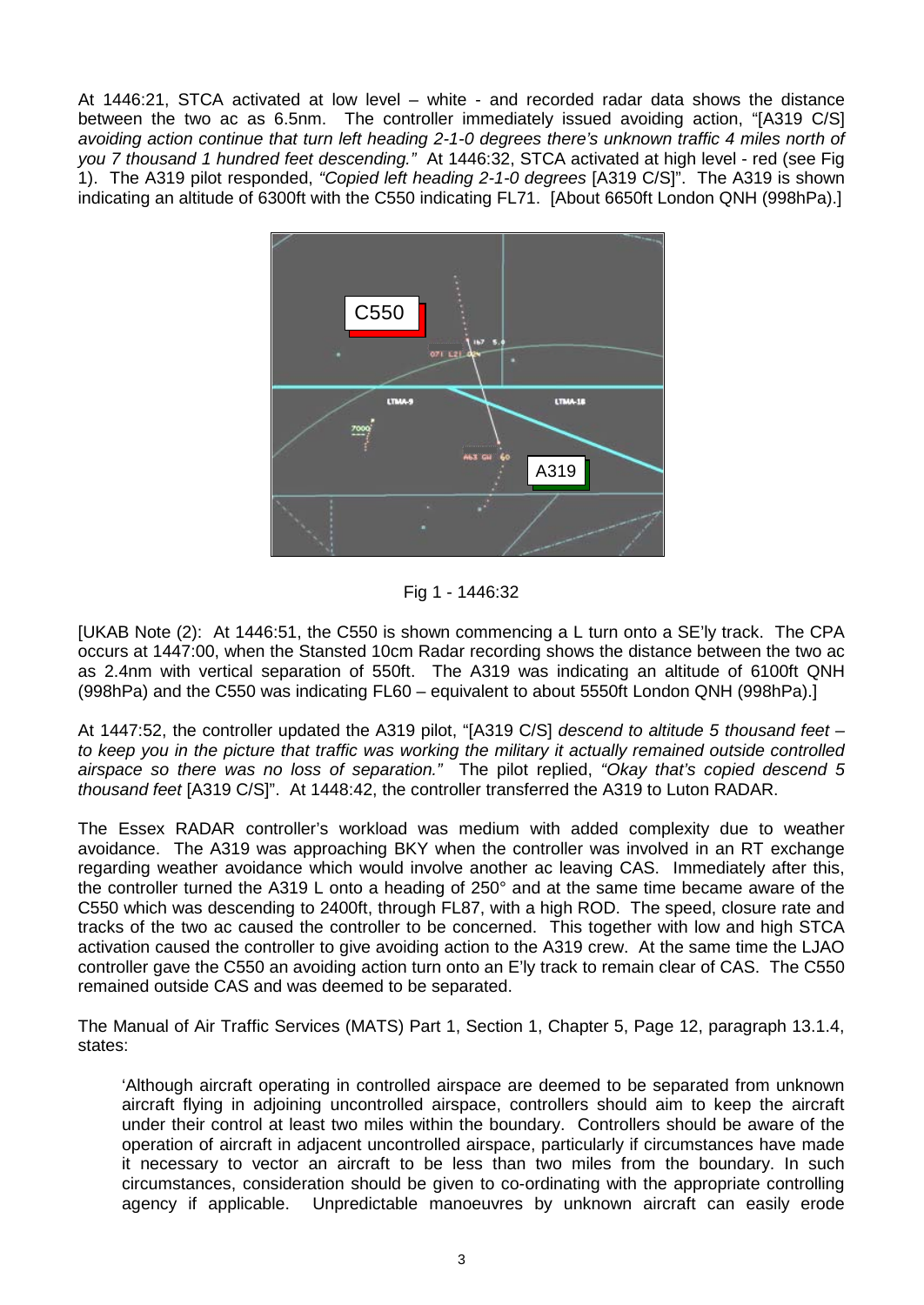At 1446:21, STCA activated at low level – white - and recorded radar data shows the distance between the two ac as 6.5nm. The controller immediately issued avoiding action, "[A319 C/S] *avoiding action continue that turn left heading 2-1-0 degrees there's unknown traffic 4 miles north of you 7 thousand 1 hundred feet descending."* At 1446:32, STCA activated at high level - red (see Fig 1). The A319 pilot responded, *"Copied left heading 2-1-0 degrees* [A319 C/S]". The A319 is shown indicating an altitude of 6300ft with the C550 indicating FL71. [About 6650ft London QNH (998hPa).]

Fig 1 - 1446:32

[UKAB Note (2): At 1446:51, the C550 is shown commencing a L turn onto a SE'ly track. The CPA occurs at 1447:00, when the Stansted 10cm Radar recording shows the distance between the two ac as 2.4nm with vertical separation of 550ft. The A319 was indicating an altitude of 6100ft QNH (998hPa) and the C550 was indicating FL60 – equivalent to about 5550ft London QNH (998hPa).]

At 1447:52, the controller updated the A319 pilot, "[A319 C/S] *descend to altitude 5 thousand feet – to keep you in the picture that traffic was working the military it actually remained outside controlled airspace so there was no loss of separation."* The pilot replied, *"Okay that's copied descend 5 thousand feet* [A319 C/S]". At 1448:42, the controller transferred the A319 to Luton RADAR.

The Essex RADAR controller's workload was medium with added complexity due to weather avoidance. The A319 was approaching BKY when the controller was involved in an RT exchange regarding weather avoidance which would involve another ac leaving CAS. Immediately after this, the controller turned the A319 L onto a heading of 250° and at the same time became aware of the C550 which was descending to 2400ft, through FL87, with a high ROD. The speed, closure rate and tracks of the two ac caused the controller to be concerned. This together with low and high STCA activation caused the controller to give avoiding action to the A319 crew. At the same time the LJAO controller gave the C550 an avoiding action turn onto an E'ly track to remain clear of CAS. The C550 remained outside CAS and was deemed to be separated.

The Manual of Air Traffic Services (MATS) Part 1, Section 1, Chapter 5, Page 12, paragraph 13.1.4, states:

> 'Although aircraft operating in controlled airspace are deemed to be separated from unknown aircraft flying in adjoining uncontrolled airspace, controllers should aim to keep the aircraft under their control at least two miles within the boundary. Controllers should be aware of the operation of aircraft in adjacent uncontrolled airspace, particularly if circumstances have made it necessary to vector an aircraft to be less than two miles from the boundary. In such circumstances, consideration should be given to co-ordinating with the appropriate controlling agency if applicable. Unpredictable manoeuvres by unknown aircraft can easily erode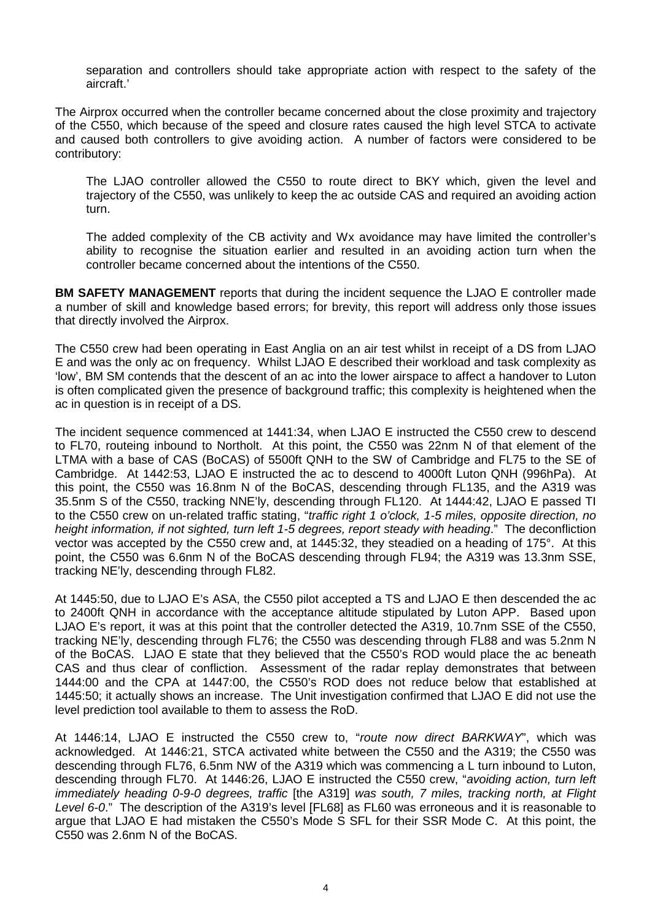separation and controllers should take appropriate action with respect to the safety of the aircraft.'

The Airprox occurred when the controller became concerned about the close proximity and trajectory of the C550, which because of the speed and closure rates caused the high level STCA to activate and caused both controllers to give avoiding action. A number of factors were considered to be contributory:

> The LJAO controller allowed the C550 to route direct to BKY which, given the level and trajectory of the C550, was unlikely to keep the ac outside CAS and required an avoiding action turn.
>
> The added complexity of the CB activity and Wx avoidance may have limited the controller's ability to recognise the situation earlier and resulted in an avoiding action turn when the controller became concerned about the intentions of the C550.

**BM SAFETY MANAGEMENT** reports that during the incident sequence the LJAO E controller made a number of skill and knowledge based errors; for brevity, this report will address only those issues that directly involved the Airprox.

The C550 crew had been operating in East Anglia on an air test whilst in receipt of a DS from LJAO E and was the only ac on frequency. Whilst LJAO E described their workload and task complexity as 'low', BM SM contends that the descent of an ac into the lower airspace to affect a handover to Luton is often complicated given the presence of background traffic; this complexity is heightened when the ac in question is in receipt of a DS.

The incident sequence commenced at 1441:34, when LJAO E instructed the C550 crew to descend to FL70, routeing inbound to Northolt. At this point, the C550 was 22nm N of that element of the LTMA with a base of CAS (BoCAS) of 5500ft QNH to the SW of Cambridge and FL75 to the SE of Cambridge. At 1442:53, LJAO E instructed the ac to descend to 4000ft Luton QNH (996hPa). At this point, the C550 was 16.8nm N of the BoCAS, descending through FL135, and the A319 was 35.5nm S of the C550, tracking NNE'ly, descending through FL120. At 1444:42, LJAO E passed TI to the C550 crew on un-related traffic stating, "*traffic right 1 o'clock, 1-5 miles, opposite direction, no height information, if not sighted, turn left 1-5 degrees, report steady with heading*." The deconfliction vector was accepted by the C550 crew and, at 1445:32, they steadied on a heading of 175°. At this point, the C550 was 6.6nm N of the BoCAS descending through FL94; the A319 was 13.3nm SSE, tracking NE'ly, descending through FL82.

At 1445:50, due to LJAO E's ASA, the C550 pilot accepted a TS and LJAO E then descended the ac to 2400ft QNH in accordance with the acceptance altitude stipulated by Luton APP. Based upon LJAO E's report, it was at this point that the controller detected the A319, 10.7nm SSE of the C550, tracking NE'ly, descending through FL76; the C550 was descending through FL88 and was 5.2nm N of the BoCAS. LJAO E state that they believed that the C550's ROD would place the ac beneath CAS and thus clear of confliction. Assessment of the radar replay demonstrates that between 1444:00 and the CPA at 1447:00, the C550's ROD does not reduce below that established at 1445:50; it actually shows an increase. The Unit investigation confirmed that LJAO E did not use the level prediction tool available to them to assess the RoD.

At 1446:14, LJAO E instructed the C550 crew to, "*route now direct BARKWAY*", which was acknowledged. At 1446:21, STCA activated white between the C550 and the A319; the C550 was descending through FL76, 6.5nm NW of the A319 which was commencing a L turn inbound to Luton, descending through FL70. At 1446:26, LJAO E instructed the C550 crew, "*avoiding action, turn left immediately heading 0-9-0 degrees, traffic* [the A319] *was south, 7 miles, tracking north, at Flight Level 6-0*." The description of the A319's level [FL68] as FL60 was erroneous and it is reasonable to argue that LJAO E had mistaken the C550's Mode S SFL for their SSR Mode C. At this point, the C550 was 2.6nm N of the BoCAS.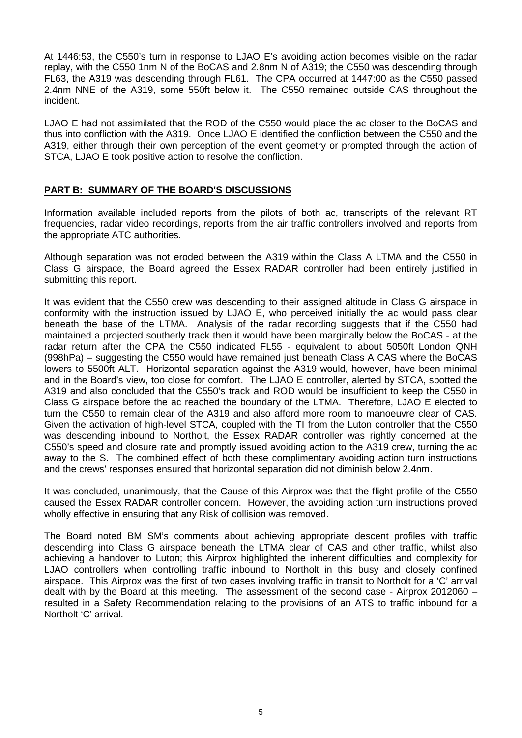At 1446:53, the C550's turn in response to LJAO E's avoiding action becomes visible on the radar replay, with the C550 1nm N of the BoCAS and 2.8nm N of A319; the C550 was descending through FL63, the A319 was descending through FL61. The CPA occurred at 1447:00 as the C550 passed 2.4nm NNE of the A319, some 550ft below it. The C550 remained outside CAS throughout the incident.

LJAO E had not assimilated that the ROD of the C550 would place the ac closer to the BoCAS and thus into confliction with the A319. Once LJAO E identified the confliction between the C550 and the A319, either through their own perception of the event geometry or prompted through the action of STCA, LJAO E took positive action to resolve the confliction.

## PART B: SUMMARY OF THE BOARD'S DISCUSSIONS

Information available included reports from the pilots of both ac, transcripts of the relevant RT frequencies, radar video recordings, reports from the air traffic controllers involved and reports from the appropriate ATC authorities.

Although separation was not eroded between the A319 within the Class A LTMA and the C550 in Class G airspace, the Board agreed the Essex RADAR controller had been entirely justified in submitting this report.

It was evident that the C550 crew was descending to their assigned altitude in Class G airspace in conformity with the instruction issued by LJAO E, who perceived initially the ac would pass clear beneath the base of the LTMA. Analysis of the radar recording suggests that if the C550 had maintained a projected southerly track then it would have been marginally below the BoCAS - at the radar return after the CPA the C550 indicated FL55 - equivalent to about 5050ft London QNH (998hPa) – suggesting the C550 would have remained just beneath Class A CAS where the BoCAS lowers to 5500ft ALT. Horizontal separation against the A319 would, however, have been minimal and in the Board's view, too close for comfort. The LJAO E controller, alerted by STCA, spotted the A319 and also concluded that the C550's track and ROD would be insufficient to keep the C550 in Class G airspace before the ac reached the boundary of the LTMA. Therefore, LJAO E elected to turn the C550 to remain clear of the A319 and also afford more room to manoeuvre clear of CAS. Given the activation of high-level STCA, coupled with the TI from the Luton controller that the C550 was descending inbound to Northolt, the Essex RADAR controller was rightly concerned at the C550's speed and closure rate and promptly issued avoiding action to the A319 crew, turning the ac away to the S. The combined effect of both these complimentary avoiding action turn instructions and the crews' responses ensured that horizontal separation did not diminish below 2.4nm.

It was concluded, unanimously, that the Cause of this Airprox was that the flight profile of the C550 caused the Essex RADAR controller concern. However, the avoiding action turn instructions proved wholly effective in ensuring that any Risk of collision was removed.

The Board noted BM SM's comments about achieving appropriate descent profiles with traffic descending into Class G airspace beneath the LTMA clear of CAS and other traffic, whilst also achieving a handover to Luton; this Airprox highlighted the inherent difficulties and complexity for LJAO controllers when controlling traffic inbound to Northolt in this busy and closely confined airspace. This Airprox was the first of two cases involving traffic in transit to Northolt for a 'C' arrival dealt with by the Board at this meeting. The assessment of the second case - Airprox 2012060 – resulted in a Safety Recommendation relating to the provisions of an ATS to traffic inbound for a Northolt 'C' arrival.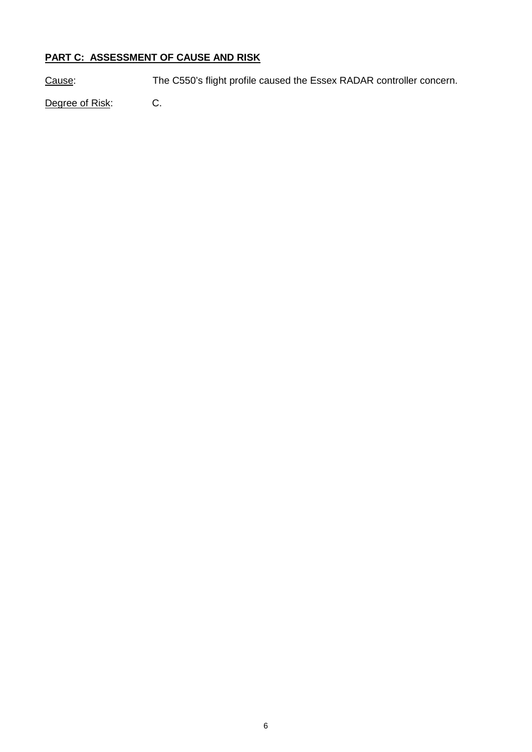**PART C: ASSESSMENT OF CAUSE AND RISK**

Cause: The C550's flight profile caused the Essex RADAR controller concern.

Degree of Risk: C.